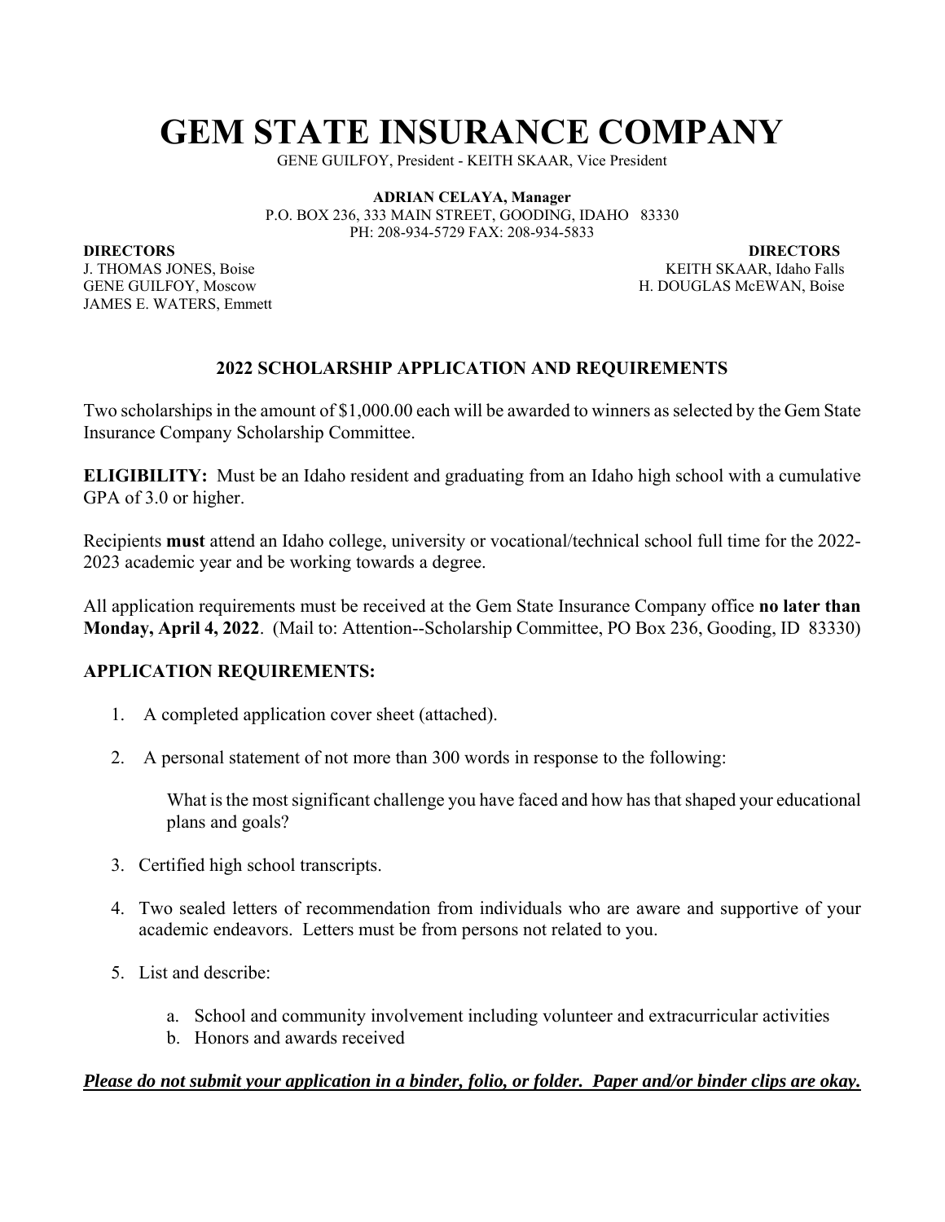# GEM STATE INSURANCE COMPANY

GENE GUILFOY, President - KEITH SKAAR, Vice President

**ADRIAN CELAYA, Manager**
P.O. BOX 236, 333 MAIN STREET, GOODING, IDAHO 83330
PH: 208-934-5729 FAX: 208-934-5833

**DIRECTORS**
J. THOMAS JONES, Boise
GENE GUILFOY, Moscow
JAMES E. WATERS, Emmett

**DIRECTORS**
KEITH SKAAR, Idaho Falls
H. DOUGLAS McEWAN, Boise

## 2022 SCHOLARSHIP APPLICATION AND REQUIREMENTS

Two scholarships in the amount of $1,000.00 each will be awarded to winners as selected by the Gem State Insurance Company Scholarship Committee.

**ELIGIBILITY:** Must be an Idaho resident and graduating from an Idaho high school with a cumulative GPA of 3.0 or higher.

Recipients **must** attend an Idaho college, university or vocational/technical school full time for the 2022-2023 academic year and be working towards a degree.

All application requirements must be received at the Gem State Insurance Company office **no later than Monday, April 4, 2022**. (Mail to: Attention--Scholarship Committee, PO Box 236, Gooding, ID 83330)

### APPLICATION REQUIREMENTS:

1. A completed application cover sheet (attached).
2. A personal statement of not more than 300 words in response to the following:

   What is the most significant challenge you have faced and how has that shaped your educational plans and goals?
3. Certified high school transcripts.
4. Two sealed letters of recommendation from individuals who are aware and supportive of your academic endeavors. Letters must be from persons not related to you.
5. List and describe:
   a. School and community involvement including volunteer and extracurricular activities
   b. Honors and awards received

***<u>Please do not submit your application in a binder, folio, or folder. Paper and/or binder clips are okay.</u>***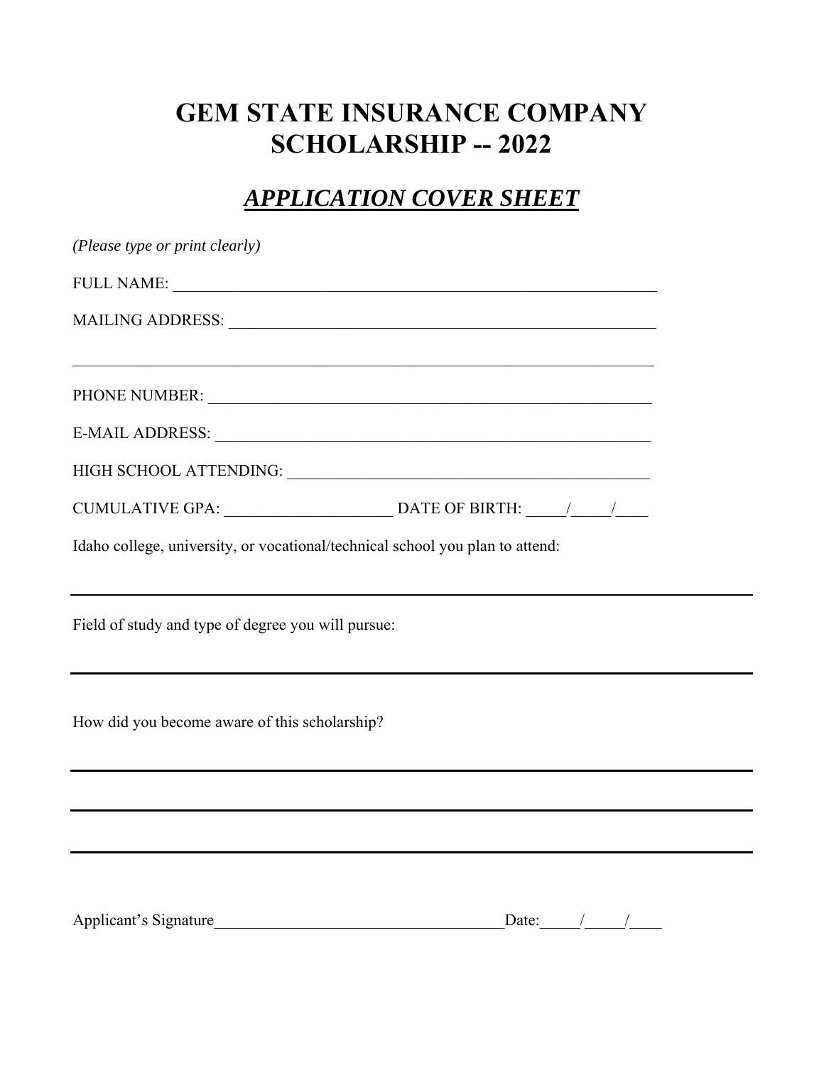# GEM STATE INSURANCE COMPANY SCHOLARSHIP -- 2022

## ***APPLICATION COVER SHEET***

*(Please type or print clearly)*

FULL NAME: ___________________________________________________________

MAILING ADDRESS: _____________________________________________________

_____________________________________________________________________

PHONE NUMBER: _______________________________________________________

E-MAIL ADDRESS: ______________________________________________________

HIGH SCHOOL ATTENDING: _______________________________________________

CUMULATIVE GPA: _____________________ DATE OF BIRTH: _____/_____/____

Idaho college, university, or vocational/technical school you plan to attend:

_____________________________________________________________________

Field of study and type of degree you will pursue:

_____________________________________________________________________

How did you become aware of this scholarship?

_____________________________________________________________________

_____________________________________________________________________

_____________________________________________________________________

Applicant's Signature___________________________________Date:_____/_____/____